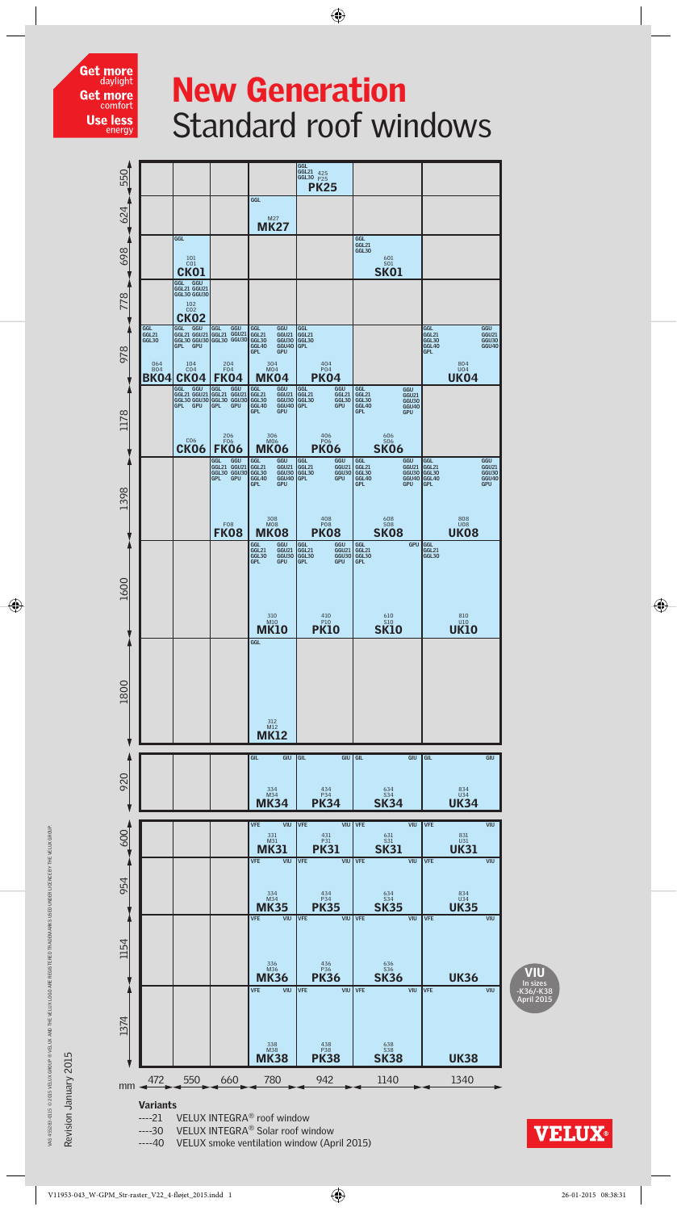Get more daylight
Get more comfort
Use less energy

# New Generation
## Standard roof windows

| Height (mm) \ Width (mm) | 472 | 550 | 660 | 780 | 942 | 1140 | 1340 |
|---|---|---|---|---|---|---|---|
| 550 | | | | | GGL GGL21 GGL30 425 P25 **PK25** | | |
| 624 | | | | GGL M27 **MK27** | | | |
| 698 | | GGL 101 C01 **CK01** | | | | GGL GGL21 GGL30 601 S01 **SK01** | |
| 778 | | GGL GGU GGL21 GGU21 GGL30 GGU30 102 C02 **CK02** | | | | | |
| 978 | GGL GGL21 GGL30 064 B04 **BK04** | GGL GGU GGL21 GGU21 GGL30 GGU30 GPL GPU 104 C04 **CK04** | GGL GGU GGL21 GGU21 GGL30 GGU30 204 F04 **FK04** | GGL GGU GGL21 GGU21 GGL30 GGU30 GGL40 GGU40 GPL GPU 304 M04 **MK04** | GGL GGL21 GGL30 GPL 404 P04 **PK04** | | GGL GGU GGL21 GGU21 GGL30 GGU30 GGL40 GGU40 GPL 804 U04 **UK04** |
| 1178 | | GGL GGU GGL21 GGU21 GGL30 GGU30 GPL GPU C06 **CK06** | GGL GGU GGL21 GGU21 GGL30 GGU30 GPL GPU 206 F06 **FK06** | GGL GGU GGL21 GGU21 GGL30 GGU30 GGL40 GGU40 GPL GPU 306 M06 **MK06** | GGL GGU GGL21 GGL21 GGL30 GGL30 GPL GPU 406 P06 **PK06** | GGL GGU GGL21 GGU21 GGL30 GGU30 GGL40 GGU40 GPL GPU 606 S06 **SK06** | |
| 1398 | | | GGL GGU GGL21 GGU21 GGL30 GGU30 GPL GPU F08 **FK08** | GGL GGU GGL21 GGU21 GGL30 GGU30 GGL40 GGU40 GPL GPU 308 M08 **MK08** | GGL GGU GGL21 GGU21 GGL30 GGU30 GPL GPU 408 P08 **PK08** | GGL GGU GGL21 GGU21 GGL30 GGU30 GGL40 GGU40 GPL GPU 608 S08 **SK08** | GGL GGU GGL21 GGU21 GGL30 GGU30 GGL40 GGU40 GPL GPU 808 U08 **UK08** |
| 1600 | | | | GGL GGU GGL21 GGU21 GGL30 GGU30 GPL GPU 310 M10 **MK10** | GGL GGU GGL21 GGU21 GGL30 GGU30 GPL GPU 410 P10 **PK10** | GGL GPU GGL21 GGL30 GPL 610 S10 **SK10** | GGL GGL21 GGL30 810 U10 **UK10** |
| 1800 | | | | GGL 312 M12 **MK12** | | | |
| 920 | | | | GIL GIU 334 M34 **MK34** | GIL GIU 434 P34 **PK34** | GIL GIU 634 S34 **SK34** | GIL GIU 834 U34 **UK34** |
| 600 | | | | VFE VIU 331 M31 **MK31** | VFE VIU 431 P31 **PK31** | VFE VIU 631 S31 **SK31** | VFE VIU 831 U31 **UK31** |
| 954 | | | | VFE VIU 334 M34 **MK35** | VFE VIU 434 P34 **PK35** | VFE VIU 634 S34 **SK35** | VFE VIU 834 U34 **UK35** |
| 1154 | | | | VFE VIU 336 M36 **MK36** | VFE VIU 436 P36 **PK36** | VFE VIU 636 S36 **SK36** | VFE VIU **UK36** |
| 1374 | | | | VFE VIU 338 M38 **MK38** | VFE VIU 438 P38 **PK38** | VFE VIU 638 S38 **SK38** | VFE VIU **UK38** |

**VIU** In sizes -K36/-K38 April 2015

### Variants

----21 VELUX INTEGRA® roof window
----30 VELUX INTEGRA® Solar roof window
----40 VELUX smoke ventilation window (April 2015)

Revision January 2015

VAS 458283-0115 © 2015 VELUX GROUP ® VELUX AND THE VELUX LOGO ARE REGISTERED TRADEMARKS USED UNDER LICENCE BY THE VELUX GROUP

VELUX®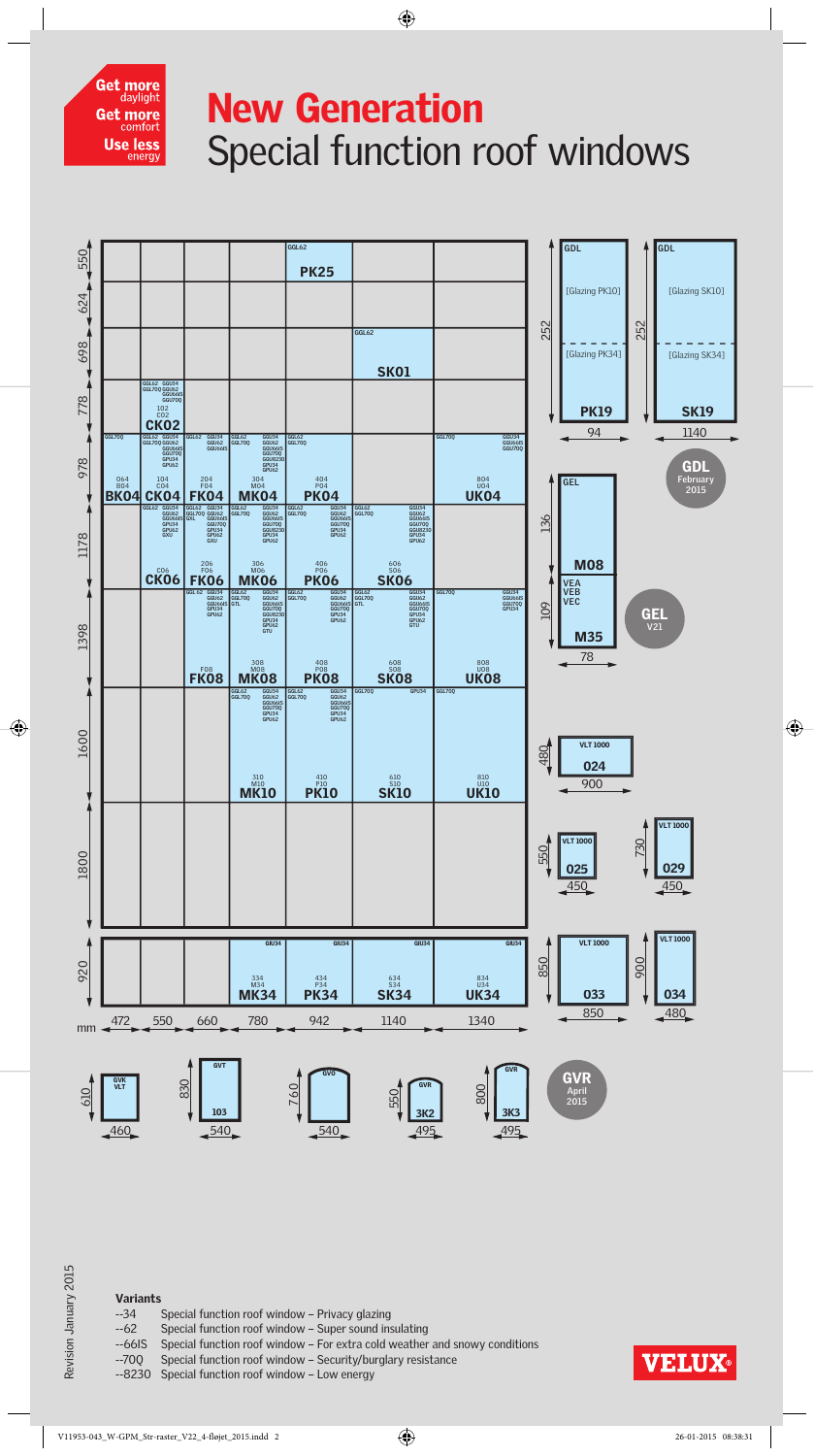Get more daylight
Get more comfort
Use less energy

# New Generation
## Special function roof windows

550
GGL62
PK25

624

698
GGL62
SK01

778
GGL62 GGU34 GGL70Q GGU62 GGU66IS GGU70Q
102
C02
CK02

978
GGL70Q
064
B04
BK04

GGL62 GGU34 GGL70Q GGU62 GGU66IS GGU70Q GPU34 GPU62
104
C04
CK04

GGL62 GGU34 GGU62 GGU66IS
204
F04
FK04

GGL62 GGU34 GGL70Q GGU62 GGU66IS GGU70Q GGU8230 GPU34 GPU62
304
M04
MK04

GGL62 GGL70Q
404
P04
PK04

GGL70Q GGU34 GGU66IS GGU70Q
804
U04
UK04

1178
GGL62 GGU34 GGU62 GGU66IS GPU34 GPU62 GXU
C06
CK06

GGL62 GGU34 GGL70Q GGU62 GXL GGU66IS GGU70Q GPU34 GPU62 GXU
206
F06
FK06

GGL62 GGU34 GGL70Q GGU62 GGU66IS GGU70Q GGU8230 GPU34 GPU62
306
M06
MK06

GGL62 GGU34 GGL70Q GGU62 GGU66IS GGU70Q GPU34 GPU62
406
P06
PK06

GGL62 GGU34 GGL70Q GGU62 GGU66IS GGU70Q GGU8230 GPU34 GPU62
606
S06
SK06

1398
GGL62 GGU34 GGU62 GGU66IS GPU34 GPU62
F08
FK08

GGL62 GGU34 GGL70Q GGU62 GTL GGU66IS GGU70Q GGU8230 GPU34 GPU62 GTU
308
M08
MK08

GGL62 GGU34 GGL70Q GGU62 GGU66IS GGU70Q GPU34 GPU62
408
P08
PK08

GGL62 GGU34 GGL70Q GGU62 GTL GGU66IS GGU70Q GPU34 GPU62 GTU
608
S08
SK08

GGL70Q GGU34 GGU66IS GGU70Q GPU34
808
U08
UK08

1600
GGL62 GGU34 GGL70Q GGU62 GGU66IS GGU70Q GPU34 GPU62
310
M10
MK10

GGL62 GGU34 GGL70Q GGU62 GGU66IS GGU70Q GPU34 GPU62
410
P10
PK10

GGL70Q GPU34
610
S10
SK10

GGL70Q
810
U10
UK10

1800

920
GIU34
334
M34
MK34

GIU34
434
P34
PK34

GIU34
634
S34
SK34

GIU34
834
U34
UK34

mm 472 550 660 780 942 1140 1340

GDL
[Glazing PK10]
[Glazing PK34]
252
PK19
94

GDL
[Glazing SK10]
[Glazing SK34]
252
SK19
1140

GDL
February 2015

GEL
136
M08
VEA VEB VEC
109
M35
78

GEL V21

VLT 1000
480
024
900

VLT 1000
550
025
450

VLT 1000
730
029
450

VLT 1000
850
033
850

VLT 1000
900
034
480

GVK VLT
610
460

GVT
830
103
540

GVO
760
540

GVR
550
3K2
495

GVR
800
3K3
495

GVR
April 2015

Revision January 2015

**Variants**

- --34 Special function roof window – Privacy glazing
- --62 Special function roof window – Super sound insulating
- --66IS Special function roof window – For extra cold weather and snowy conditions
- --70Q Special function roof window – Security/burglary resistance
- --8230 Special function roof window – Low energy

VELUX®